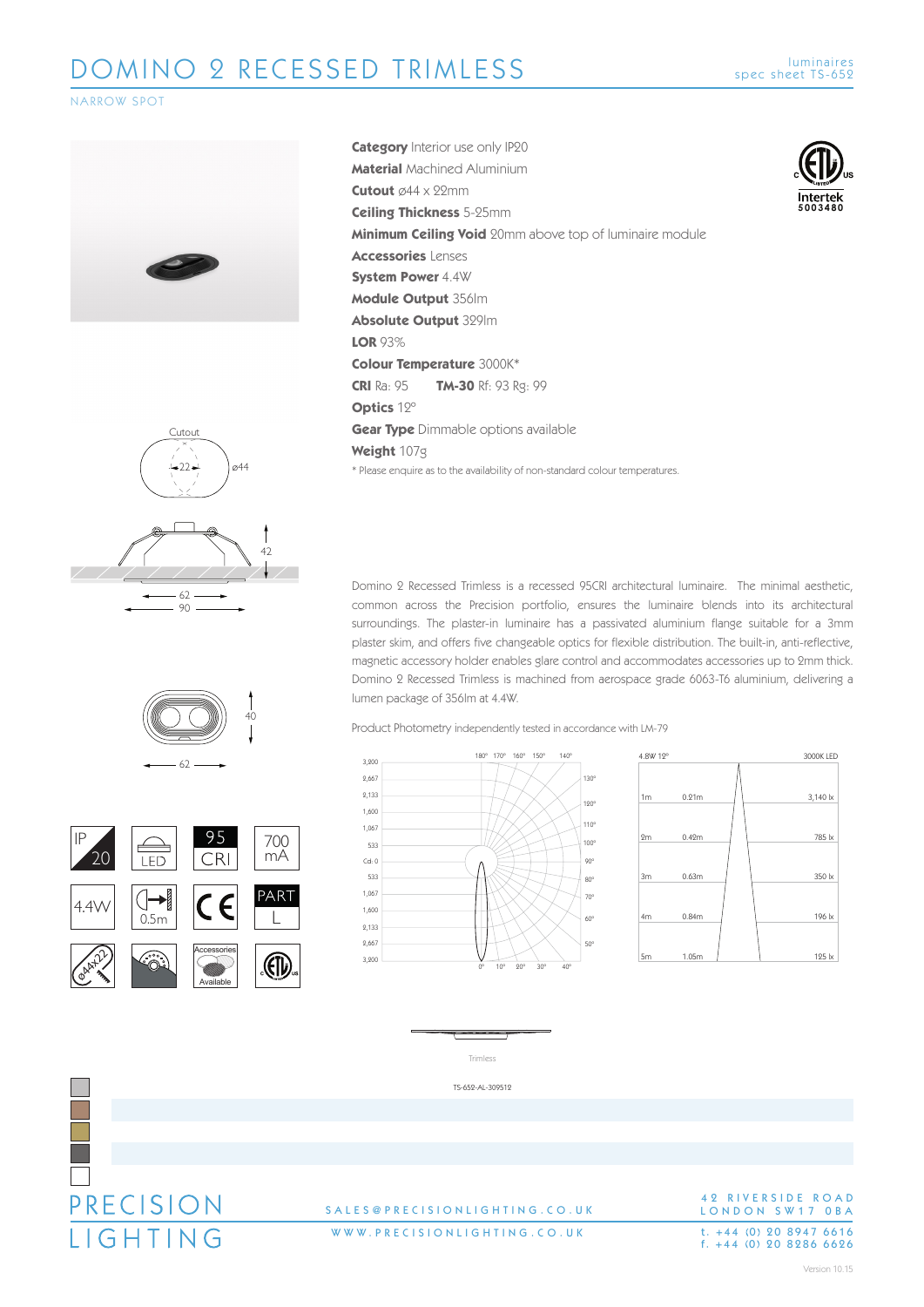# DOMINO 2 RECESSED TRIMLESS

luminaires
spec sheet TS-652

NARROW SPOT

**Category** Interior use only IP20
**Material** Machined Aluminium
**Cutout** ø44 x 22mm
**Ceiling Thickness** 5-25mm
**Minimum Ceiling Void** 20mm above top of luminaire module
**Accessories** Lenses
**System Power** 4.4W
**Module Output** 356lm
**Absolute Output** 329lm
**LOR** 93%
**Colour Temperature** 3000K*
**CRI** Ra: 95 **TM-30** Rf: 93 Rg: 99
**Optics** 12°
**Gear Type** Dimmable options available
**Weight** 107g

\* Please enquire as to the availability of non-standard colour temperatures.

Intertek 5003480

Cutout: 22, ø44

Dimensions: 42, 62, 90, 40, 62

IP 20 | LED | 95 CRI | 700 mA | 4.4W | 0.5m | CE | PART L | ø44x22 | Accessories Available

Domino 2 Recessed Trimless is a recessed 95CRI architectural luminaire. The minimal aesthetic, common across the Precision portfolio, ensures the luminaire blends into its architectural surroundings. The plaster-in luminaire has a passivated aluminium flange suitable for a 3mm plaster skim, and offers five changeable optics for flexible distribution. The built-in, anti-reflective, magnetic accessory holder enables glare control and accommodates accessories up to 2mm thick. Domino 2 Recessed Trimless is machined from aerospace grade 6063-T6 aluminium, delivering a lumen package of 356lm at 4.4W.

Product Photometry independently tested in accordance with LM-79

4.8W 12° — 3000K LED

| Distance | Beam diameter | Illuminance |
|---|---|---|
| 1m | 0.21m | 3,140 lx |
| 2m | 0.42m | 785 lx |
| 3m | 0.63m | 350 lx |
| 4m | 0.84m | 196 lx |
| 5m | 1.05m | 125 lx |

Trimless

TS-652-AL-309512

PRECISION LIGHTING

SALES@PRECISIONLIGHTING.CO.UK
WWW.PRECISIONLIGHTING.CO.UK

42 RIVERSIDE ROAD
LONDON SW17 0BA
t. +44 (0) 20 8947 6616
f. +44 (0) 20 8286 6626

Version 10.15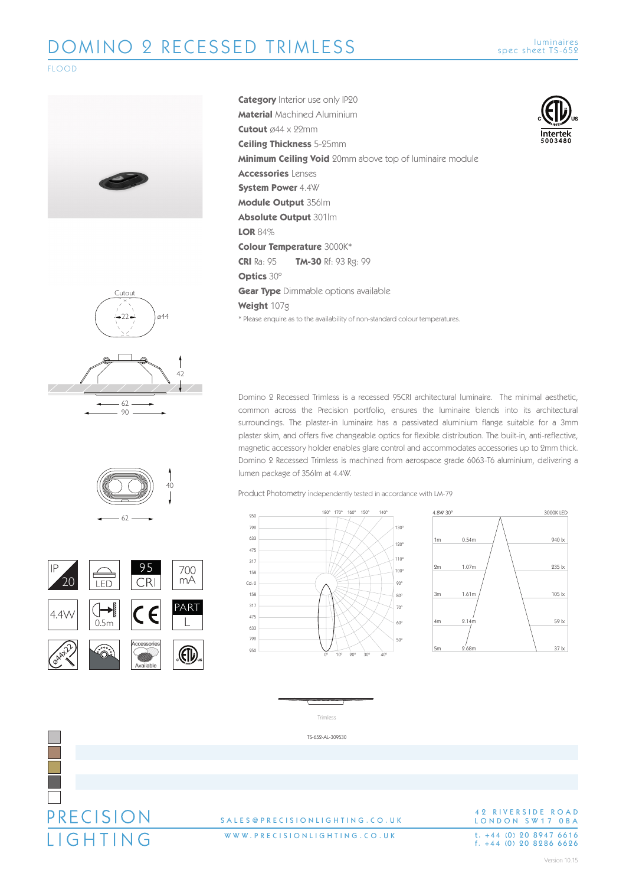# DOMINO 2 RECESSED TRIMLESS

luminaires
spec sheet TS-652

FLOOD

**Category** Interior use only IP20
**Material** Machined Aluminium
**Cutout** ⌀44 x 22mm
**Ceiling Thickness** 5-25mm
**Minimum Ceiling Void** 20mm above top of luminaire module
**Accessories** Lenses
**System Power** 4.4W
**Module Output** 356lm
**Absolute Output** 301lm
**LOR** 84%
**Colour Temperature** 3000K*
**CRI** Ra: 95 **TM-30** Rf: 93 Rg: 99
**Optics** 30°
**Gear Type** Dimmable options available
**Weight** 107g

\* Please enquire as to the availability of non-standard colour temperatures.

Intertek 5003480

Cutout 22 ⌀44

42

62
90

40

62

IP 20 | LED | 95 CRI | 700 mA
4.4W | 0.5m | CE | PART L
⌀44x22 | | Accessories Available |

Domino 2 Recessed Trimless is a recessed 95CRI architectural luminaire. The minimal aesthetic, common across the Precision portfolio, ensures the luminaire blends into its architectural surroundings. The plaster-in luminaire has a passivated aluminium flange suitable for a 3mm plaster skim, and offers five changeable optics for flexible distribution. The built-in, anti-reflective, magnetic accessory holder enables glare control and accommodates accessories up to 2mm thick. Domino 2 Recessed Trimless is machined from aerospace grade 6063-T6 aluminium, delivering a lumen package of 356lm at 4.4W.

Product Photometry independently tested in accordance with LM-79

4.8W 30° — 3000K LED

| Distance | Diameter | Illuminance |
|---|---|---|
| 1m | 0.54m | 940 lx |
| 2m | 1.07m | 235 lx |
| 3m | 1.61m | 105 lx |
| 4m | 2.14m | 59 lx |
| 5m | 2.68m | 37 lx |

Trimless

TS-652-AL-309530

# PRECISION LIGHTING

SALES@PRECISIONLIGHTING.CO.UK
WWW.PRECISIONLIGHTING.CO.UK

42 RIVERSIDE ROAD
LONDON SW17 0BA
t. +44 (0) 20 8947 6616
f. +44 (0) 20 8286 6626

Version 10.15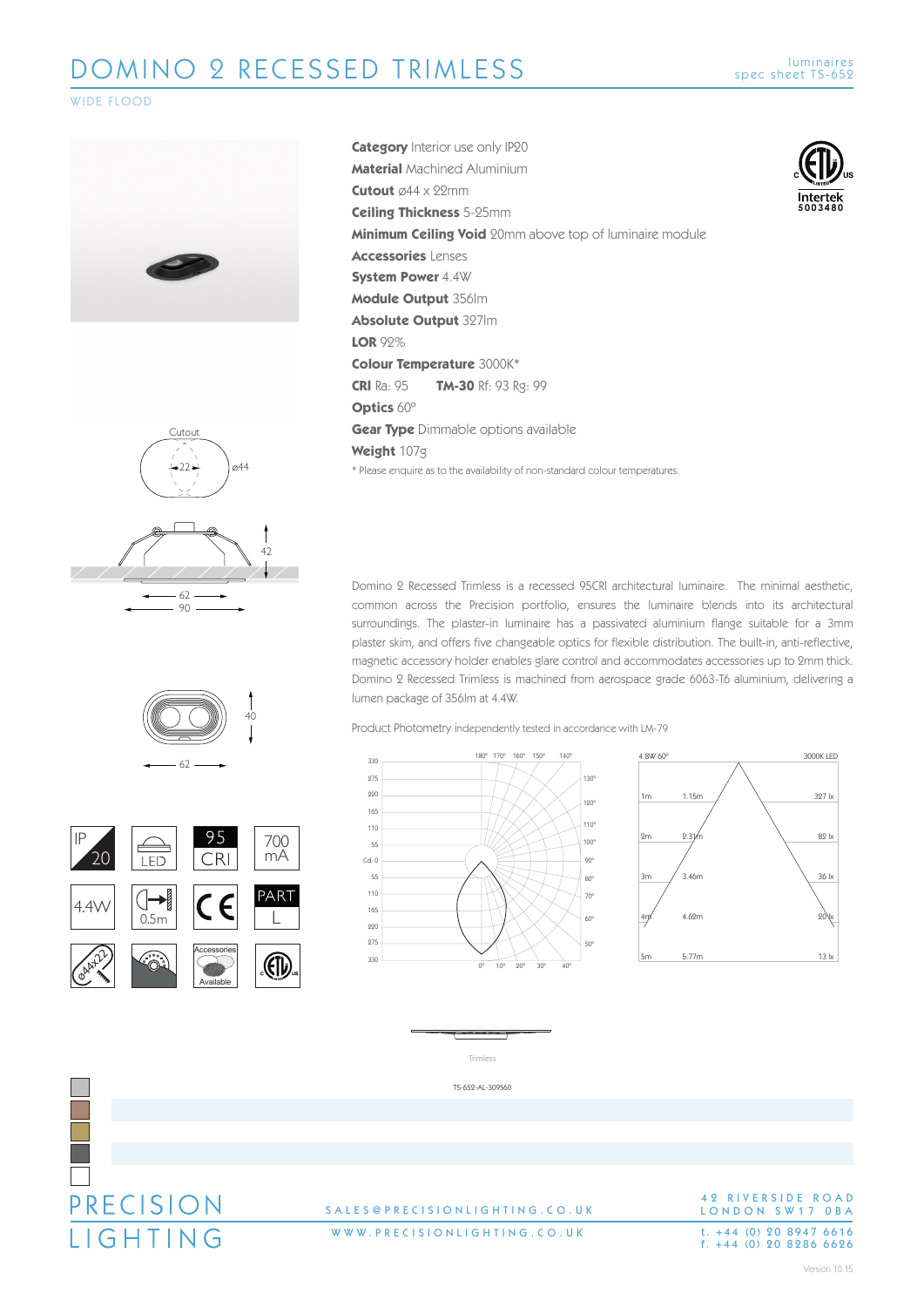# DOMINO 2 RECESSED TRIMLESS

luminaires
spec sheet TS-652

WIDE FLOOD

**Category** Interior use only IP20
**Material** Machined Aluminium
**Cutout** ⌀44 x 22mm
**Ceiling Thickness** 5-25mm
**Minimum Ceiling Void** 20mm above top of luminaire module
**Accessories** Lenses
**System Power** 4.4W
**Module Output** 356lm
**Absolute Output** 327lm
**LOR** 92%
**Colour Temperature** 3000K*
**CRI** Ra: 95 **TM-30** Rf: 93 Rg: 99
**Optics** 60°
**Gear Type** Dimmable options available
**Weight** 107g

* Please enquire as to the availability of non-standard colour temperatures.

Intertek 5003480

Domino 2 Recessed Trimless is a recessed 95CRI architectural luminaire. The minimal aesthetic, common across the Precision portfolio, ensures the luminaire blends into its architectural surroundings. The plaster-in luminaire has a passivated aluminium flange suitable for a 3mm plaster skim, and offers five changeable optics for flexible distribution. The built-in, anti-reflective, magnetic accessory holder enables glare control and accommodates accessories up to 2mm thick. Domino 2 Recessed Trimless is machined from aerospace grade 6063-T6 aluminium, delivering a lumen package of 356lm at 4.4W.

Product Photometry independently tested in accordance with LM-79

| 4.8W 60° | | 3000K LED |
|---|---|---|
| 1m | 1.15m | 327 lx |
| 2m | 2.31m | 82 lx |
| 3m | 3.46m | 36 lx |
| 4m | 4.62m | 20 lx |
| 5m | 5.77m | 13 lx |

Cutout ⌀44, 22; dimensions 42, 62, 90; 40, 62

IP20 | LED | 95 CRI | 700 mA | 4.4W | 0.5m | CE | PART L | ⌀44x22 | Accessories Available

Trimless

TS-652-AL-309560

PRECISION LIGHTING

SALES@PRECISIONLIGHTING.CO.UK
WWW.PRECISIONLIGHTING.CO.UK

42 RIVERSIDE ROAD
LONDON SW17 0BA
t. +44 (0) 20 8947 6616
f. +44 (0) 20 8286 6626

Version 10.15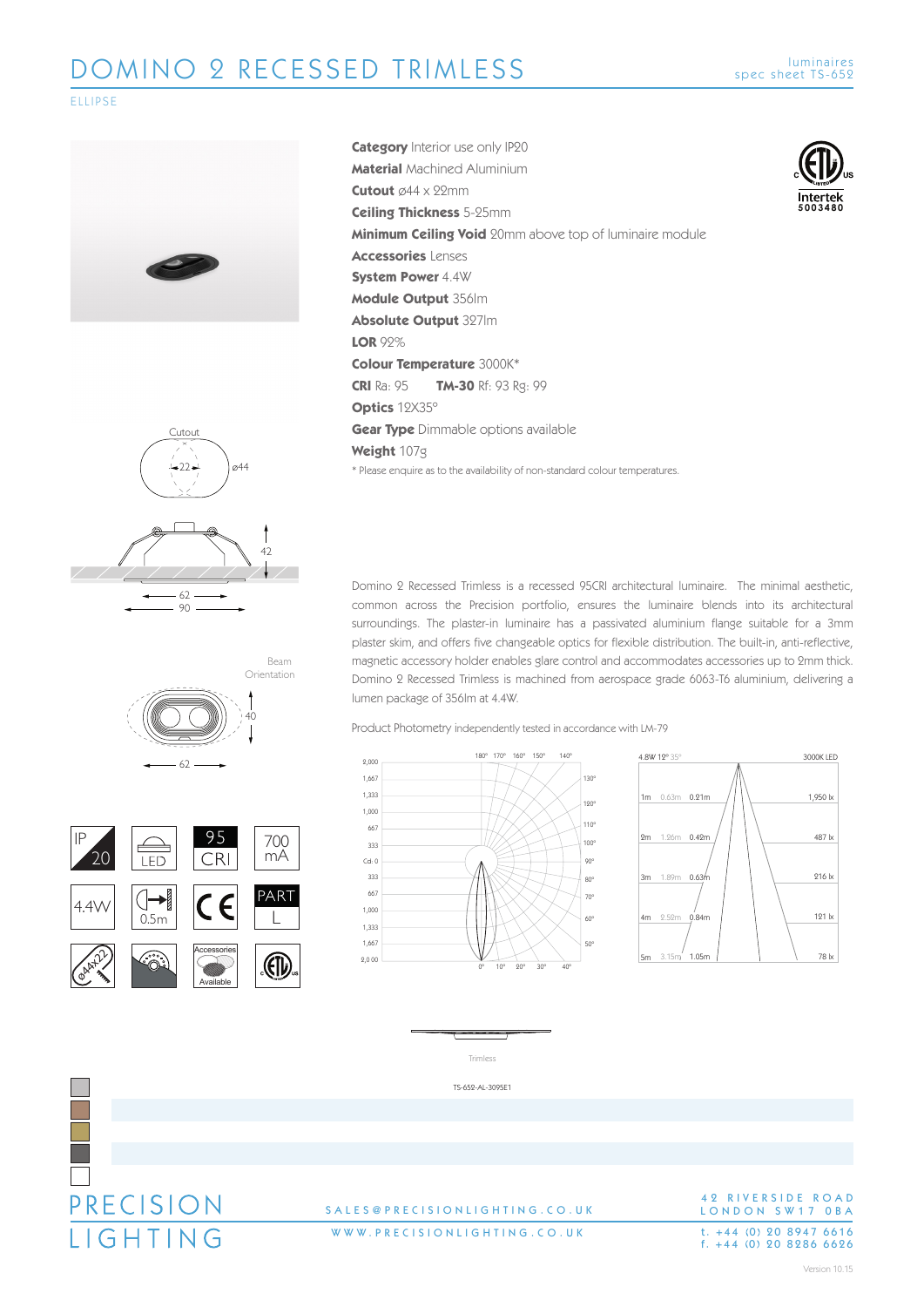# DOMINO 2 RECESSED TRIMLESS

luminaires
spec sheet TS-652

ELLIPSE

**Category** Interior use only IP20
**Material** Machined Aluminium
**Cutout** ⌀44 x 22mm
**Ceiling Thickness** 5-25mm
**Minimum Ceiling Void** 20mm above top of luminaire module
**Accessories** Lenses
**System Power** 4.4W
**Module Output** 356lm
**Absolute Output** 327lm
**LOR** 92%
**Colour Temperature** 3000K*
**CRI** Ra: 95 **TM-30** Rf: 93 Rg: 99
**Optics** 12X35°
**Gear Type** Dimmable options available
**Weight** 107g

\* Please enquire as to the availability of non-standard colour temperatures.

Intertek 5003480

Cutout ⌀44, 22

42, 62, 90

Beam Orientation

40, 62

IP 20 | LED | 95 CRI | 700 mA | 4.4W | 0.5m | CE | PART L | ⌀44x22 | Accessories Available

Domino 2 Recessed Trimless is a recessed 95CRI architectural luminaire. The minimal aesthetic, common across the Precision portfolio, ensures the luminaire blends into its architectural surroundings. The plaster-in luminaire has a passivated aluminium flange suitable for a 3mm plaster skim, and offers five changeable optics for flexible distribution. The built-in, anti-reflective, magnetic accessory holder enables glare control and accommodates accessories up to 2mm thick. Domino 2 Recessed Trimless is machined from aerospace grade 6063-T6 aluminium, delivering a lumen package of 356lm at 4.4W.

Product Photometry independently tested in accordance with LM-79

4.8W 12° 35° — 3000K LED

| Distance | | | Illuminance |
|---|---|---|---|
| 1m | 0.63m | 0.21m | 1,950 lx |
| 2m | 1.26m | 0.42m | 487 lx |
| 3m | 1.89m | 0.63m | 216 lx |
| 4m | 2.52m | 0.84m | 121 lx |
| 5m | 3.15m | 1.05m | 78 lx |

Trimless

TS-652-AL-3095E1

PRECISION LIGHTING

SALES@PRECISIONLIGHTING.CO.UK
WWW.PRECISIONLIGHTING.CO.UK

42 RIVERSIDE ROAD
LONDON SW17 0BA
t. +44 (0) 20 8947 6616
f. +44 (0) 20 8286 6626

Version 10.15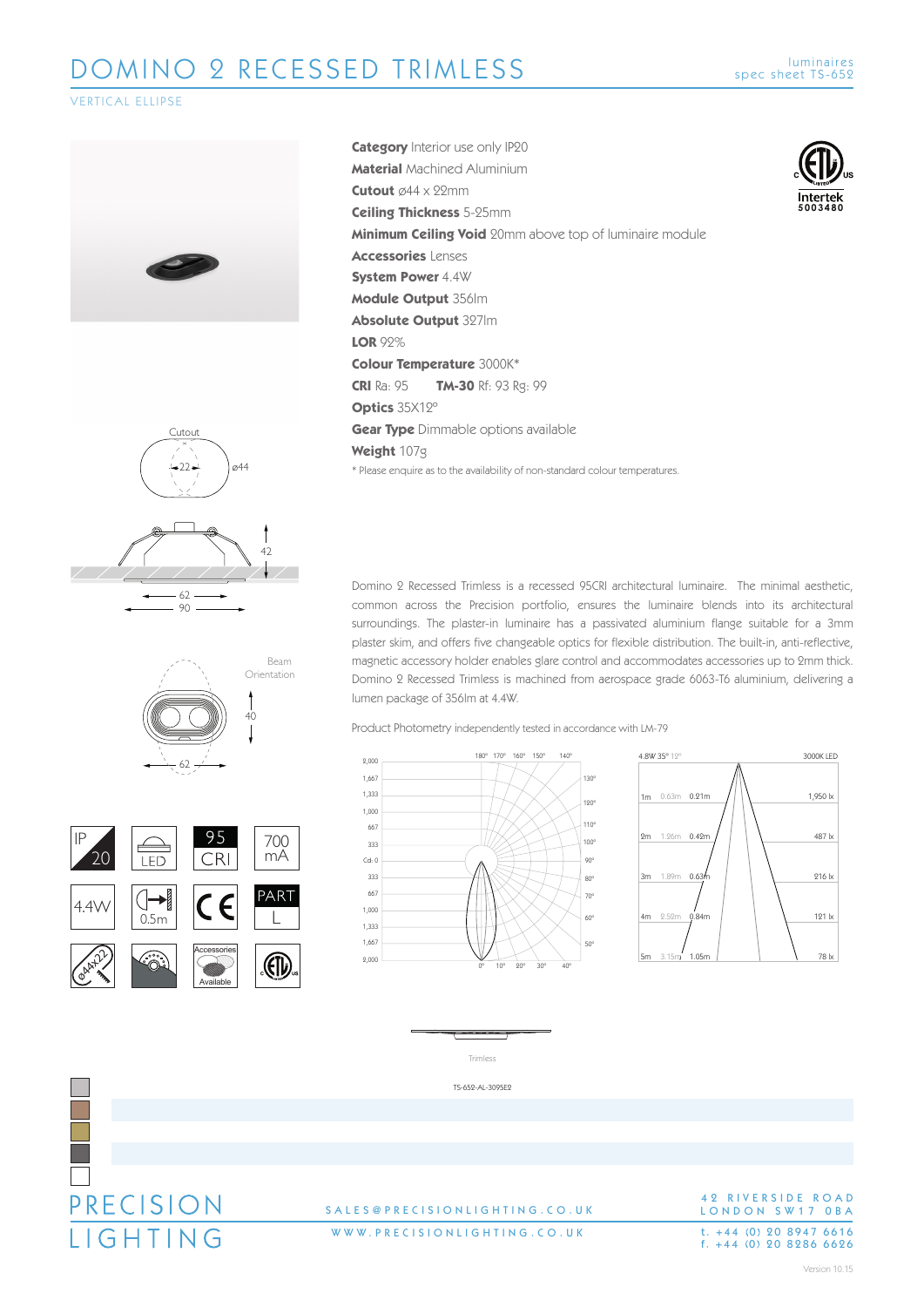# DOMINO 2 RECESSED TRIMLESS

luminaires
spec sheet TS-652

VERTICAL ELLIPSE

Cutout

22

ø44

42

62

90

Beam Orientation

40

62

IP 20

LED

95 CRI

700 mA

4.4W

0.5m

PART L

ø44x22

Accessories Available

**Category** Interior use only IP20
**Material** Machined Aluminium
**Cutout** ø44 x 22mm
**Ceiling Thickness** 5-25mm
**Minimum Ceiling Void** 20mm above top of luminaire module
**Accessories** Lenses
**System Power** 4.4W
**Module Output** 356lm
**Absolute Output** 327lm
**LOR** 92%
**Colour Temperature** 3000K*
**CRI** Ra: 95 **TM-30** Rf: 93 Rg: 99
**Optics** 35X12°
**Gear Type** Dimmable options available
**Weight** 107g

\* Please enquire as to the availability of non-standard colour temperatures.

Intertek 5003480

Domino 2 Recessed Trimless is a recessed 95CRI architectural luminaire. The minimal aesthetic, common across the Precision portfolio, ensures the luminaire blends into its architectural surroundings. The plaster-in luminaire has a passivated aluminium flange suitable for a 3mm plaster skim, and offers five changeable optics for flexible distribution. The built-in, anti-reflective, magnetic accessory holder enables glare control and accommodates accessories up to 2mm thick. Domino 2 Recessed Trimless is machined from aerospace grade 6063-T6 aluminium, delivering a lumen package of 356lm at 4.4W.

Product Photometry independently tested in accordance with LM-79

2,000
1,667
1,333
1,000
667
333
Cd: 0
333
667
1,000
1,333
1,667
2,000

180° 170° 160° 150° 140°
130°
120°
110°
100°
90°
80°
70°
60°
50°
0° 10° 20° 30° 40°

4.8W 35° 12°
3000K LED

1m 0.63m 0.21m 1,950 lx
2m 1.26m 0.42m 487 lx
3m 1.89m 0.63m 216 lx
4m 2.52m 0.84m 121 lx
5m 3.15m 1.05m 78 lx

Trimless

TS-652-AL-3095E2

PRECISION LIGHTING

SALES@PRECISIONLIGHTING.CO.UK
WWW.PRECISIONLIGHTING.CO.UK

42 RIVERSIDE ROAD
LONDON SW17 0BA

t. +44 (0) 20 8947 6616
f. +44 (0) 20 8286 6626

Version 10.15